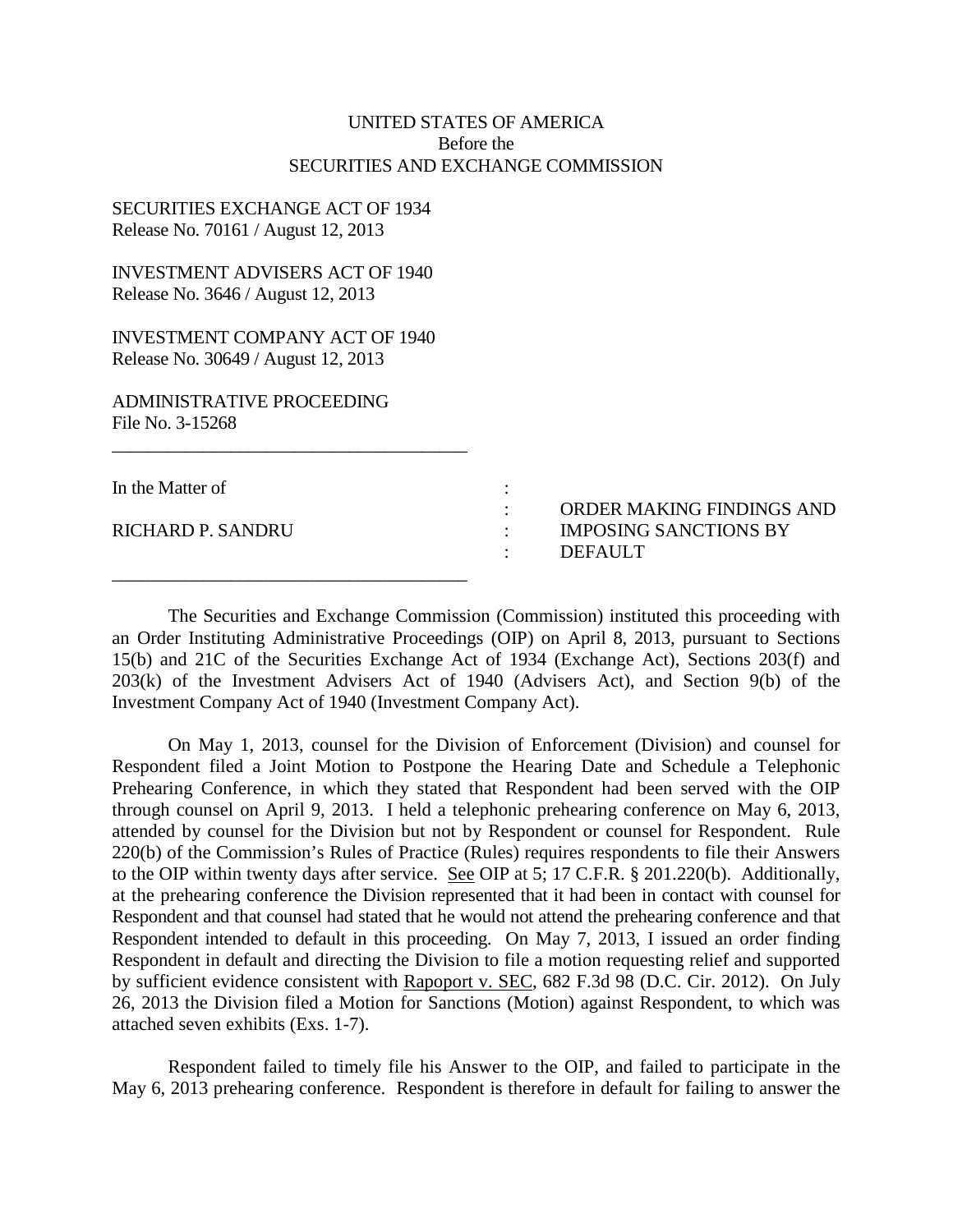UNITED STATES OF AMERICA
Before the
SECURITIES AND EXCHANGE COMMISSION

SECURITIES EXCHANGE ACT OF 1934
Release No. 70161 / August 12, 2013

INVESTMENT ADVISERS ACT OF 1940
Release No. 3646 / August 12, 2013

INVESTMENT COMPANY ACT OF 1940
Release No. 30649 / August 12, 2013

ADMINISTRATIVE PROCEEDING
File No. 3-15268

---

In the Matter of

RICHARD P. SANDRU

**ORDER MAKING FINDINGS AND IMPOSING SANCTIONS BY DEFAULT**

---

The Securities and Exchange Commission (Commission) instituted this proceeding with an Order Instituting Administrative Proceedings (OIP) on April 8, 2013, pursuant to Sections 15(b) and 21C of the Securities Exchange Act of 1934 (Exchange Act), Sections 203(f) and 203(k) of the Investment Advisers Act of 1940 (Advisers Act), and Section 9(b) of the Investment Company Act of 1940 (Investment Company Act).

On May 1, 2013, counsel for the Division of Enforcement (Division) and counsel for Respondent filed a Joint Motion to Postpone the Hearing Date and Schedule a Telephonic Prehearing Conference, in which they stated that Respondent had been served with the OIP through counsel on April 9, 2013. I held a telephonic prehearing conference on May 6, 2013, attended by counsel for the Division but not by Respondent or counsel for Respondent. Rule 220(b) of the Commission's Rules of Practice (Rules) requires respondents to file their Answers to the OIP within twenty days after service. See OIP at 5; 17 C.F.R. § 201.220(b). Additionally, at the prehearing conference the Division represented that it had been in contact with counsel for Respondent and that counsel had stated that he would not attend the prehearing conference and that Respondent intended to default in this proceeding. On May 7, 2013, I issued an order finding Respondent in default and directing the Division to file a motion requesting relief and supported by sufficient evidence consistent with Rapoport v. SEC, 682 F.3d 98 (D.C. Cir. 2012). On July 26, 2013 the Division filed a Motion for Sanctions (Motion) against Respondent, to which was attached seven exhibits (Exs. 1-7).

Respondent failed to timely file his Answer to the OIP, and failed to participate in the May 6, 2013 prehearing conference. Respondent is therefore in default for failing to answer the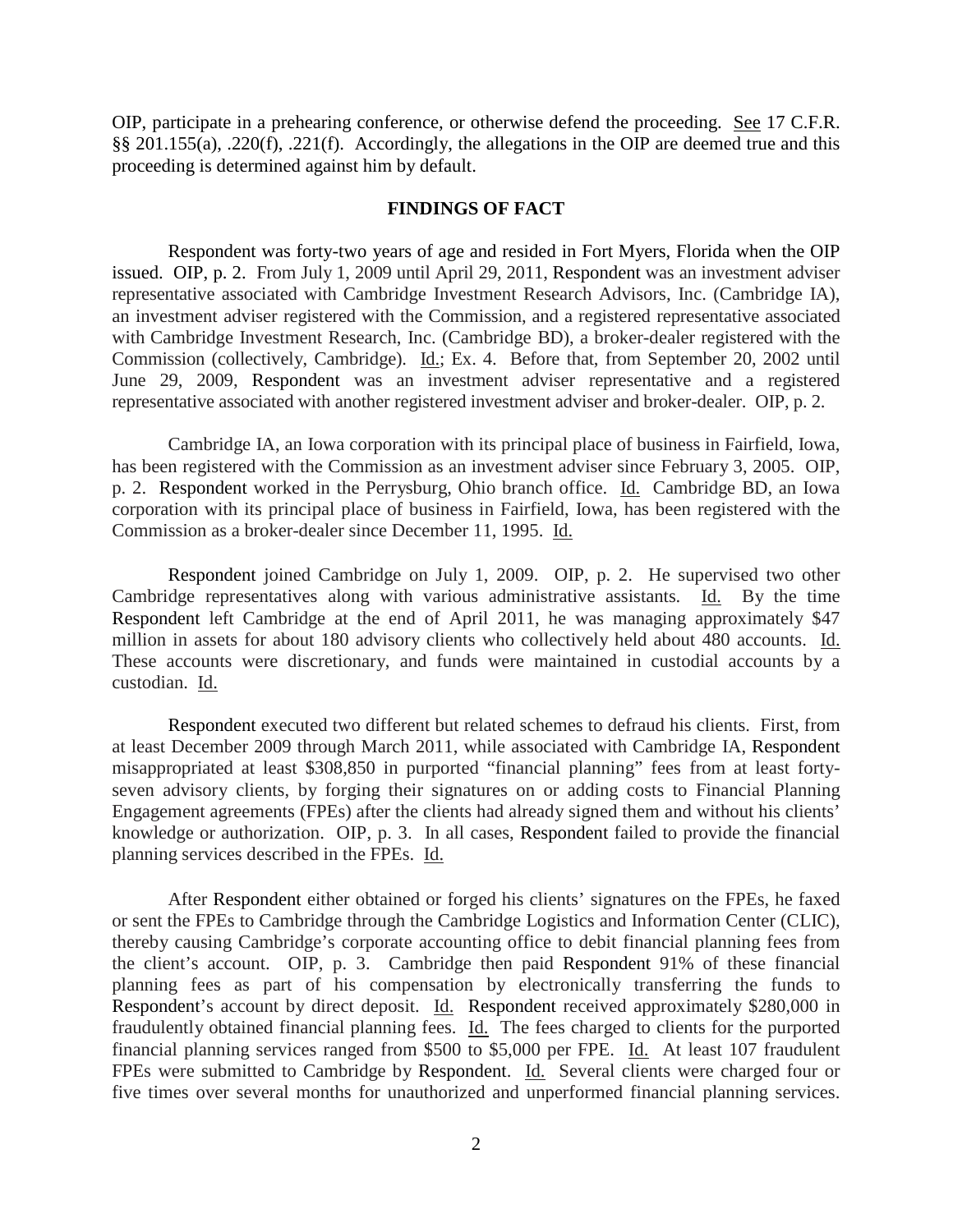OIP, participate in a prehearing conference, or otherwise defend the proceeding. See 17 C.F.R. §§ 201.155(a), .220(f), .221(f). Accordingly, the allegations in the OIP are deemed true and this proceeding is determined against him by default.

## FINDINGS OF FACT

Respondent was forty-two years of age and resided in Fort Myers, Florida when the OIP issued. OIP, p. 2. From July 1, 2009 until April 29, 2011, Respondent was an investment adviser representative associated with Cambridge Investment Research Advisors, Inc. (Cambridge IA), an investment adviser registered with the Commission, and a registered representative associated with Cambridge Investment Research, Inc. (Cambridge BD), a broker-dealer registered with the Commission (collectively, Cambridge). Id.; Ex. 4. Before that, from September 20, 2002 until June 29, 2009, Respondent was an investment adviser representative and a registered representative associated with another registered investment adviser and broker-dealer. OIP, p. 2.

Cambridge IA, an Iowa corporation with its principal place of business in Fairfield, Iowa, has been registered with the Commission as an investment adviser since February 3, 2005. OIP, p. 2. Respondent worked in the Perrysburg, Ohio branch office. Id. Cambridge BD, an Iowa corporation with its principal place of business in Fairfield, Iowa, has been registered with the Commission as a broker-dealer since December 11, 1995. Id.

Respondent joined Cambridge on July 1, 2009. OIP, p. 2. He supervised two other Cambridge representatives along with various administrative assistants. Id. By the time Respondent left Cambridge at the end of April 2011, he was managing approximately $47 million in assets for about 180 advisory clients who collectively held about 480 accounts. Id. These accounts were discretionary, and funds were maintained in custodial accounts by a custodian. Id.

Respondent executed two different but related schemes to defraud his clients. First, from at least December 2009 through March 2011, while associated with Cambridge IA, Respondent misappropriated at least $308,850 in purported "financial planning" fees from at least forty-seven advisory clients, by forging their signatures on or adding costs to Financial Planning Engagement agreements (FPEs) after the clients had already signed them and without his clients' knowledge or authorization. OIP, p. 3. In all cases, Respondent failed to provide the financial planning services described in the FPEs. Id.

After Respondent either obtained or forged his clients' signatures on the FPEs, he faxed or sent the FPEs to Cambridge through the Cambridge Logistics and Information Center (CLIC), thereby causing Cambridge's corporate accounting office to debit financial planning fees from the client's account. OIP, p. 3. Cambridge then paid Respondent 91% of these financial planning fees as part of his compensation by electronically transferring the funds to Respondent's account by direct deposit. Id. Respondent received approximately $280,000 in fraudulently obtained financial planning fees. Id. The fees charged to clients for the purported financial planning services ranged from $500 to $5,000 per FPE. Id. At least 107 fraudulent FPEs were submitted to Cambridge by Respondent. Id. Several clients were charged four or five times over several months for unauthorized and unperformed financial planning services.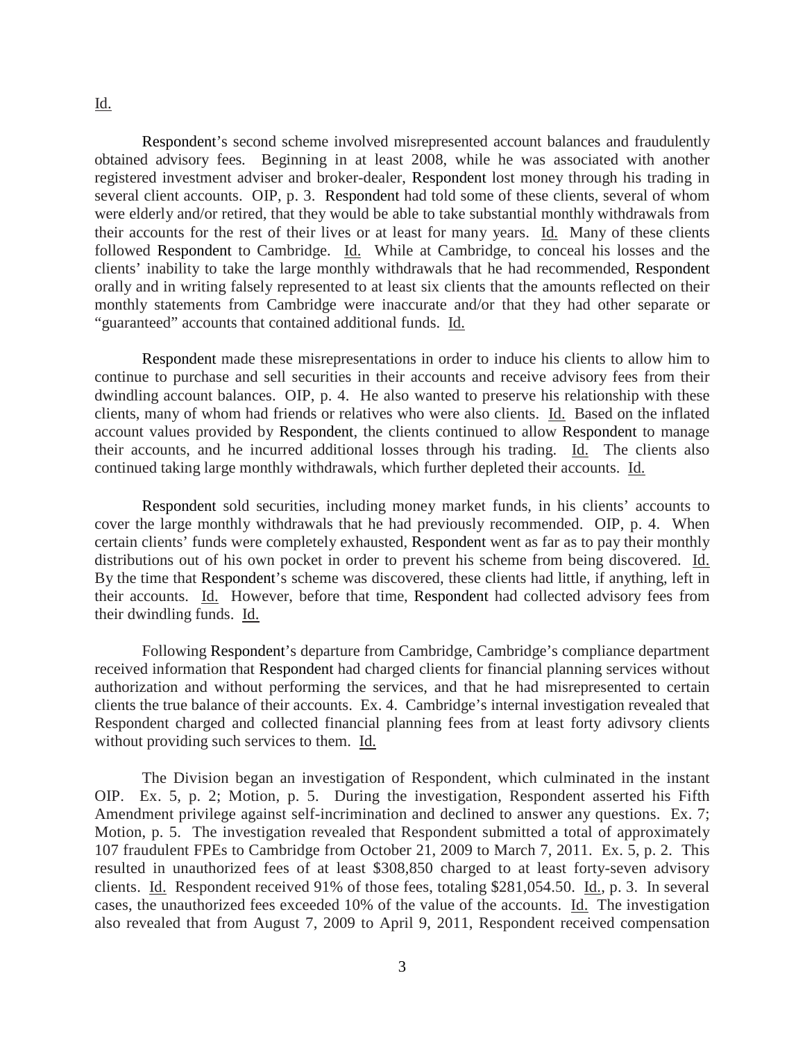Id.

Respondent's second scheme involved misrepresented account balances and fraudulently obtained advisory fees. Beginning in at least 2008, while he was associated with another registered investment adviser and broker-dealer, Respondent lost money through his trading in several client accounts. OIP, p. 3. Respondent had told some of these clients, several of whom were elderly and/or retired, that they would be able to take substantial monthly withdrawals from their accounts for the rest of their lives or at least for many years. Id. Many of these clients followed Respondent to Cambridge. Id. While at Cambridge, to conceal his losses and the clients' inability to take the large monthly withdrawals that he had recommended, Respondent orally and in writing falsely represented to at least six clients that the amounts reflected on their monthly statements from Cambridge were inaccurate and/or that they had other separate or "guaranteed" accounts that contained additional funds. Id.

Respondent made these misrepresentations in order to induce his clients to allow him to continue to purchase and sell securities in their accounts and receive advisory fees from their dwindling account balances. OIP, p. 4. He also wanted to preserve his relationship with these clients, many of whom had friends or relatives who were also clients. Id. Based on the inflated account values provided by Respondent, the clients continued to allow Respondent to manage their accounts, and he incurred additional losses through his trading. Id. The clients also continued taking large monthly withdrawals, which further depleted their accounts. Id.

Respondent sold securities, including money market funds, in his clients' accounts to cover the large monthly withdrawals that he had previously recommended. OIP, p. 4. When certain clients' funds were completely exhausted, Respondent went as far as to pay their monthly distributions out of his own pocket in order to prevent his scheme from being discovered. Id. By the time that Respondent's scheme was discovered, these clients had little, if anything, left in their accounts. Id. However, before that time, Respondent had collected advisory fees from their dwindling funds. Id.

Following Respondent's departure from Cambridge, Cambridge's compliance department received information that Respondent had charged clients for financial planning services without authorization and without performing the services, and that he had misrepresented to certain clients the true balance of their accounts. Ex. 4. Cambridge's internal investigation revealed that Respondent charged and collected financial planning fees from at least forty adivsory clients without providing such services to them. Id.

The Division began an investigation of Respondent, which culminated in the instant OIP. Ex. 5, p. 2; Motion, p. 5. During the investigation, Respondent asserted his Fifth Amendment privilege against self-incrimination and declined to answer any questions. Ex. 7; Motion, p. 5. The investigation revealed that Respondent submitted a total of approximately 107 fraudulent FPEs to Cambridge from October 21, 2009 to March 7, 2011. Ex. 5, p. 2. This resulted in unauthorized fees of at least $308,850 charged to at least forty-seven advisory clients. Id. Respondent received 91% of those fees, totaling $281,054.50. Id., p. 3. In several cases, the unauthorized fees exceeded 10% of the value of the accounts. Id. The investigation also revealed that from August 7, 2009 to April 9, 2011, Respondent received compensation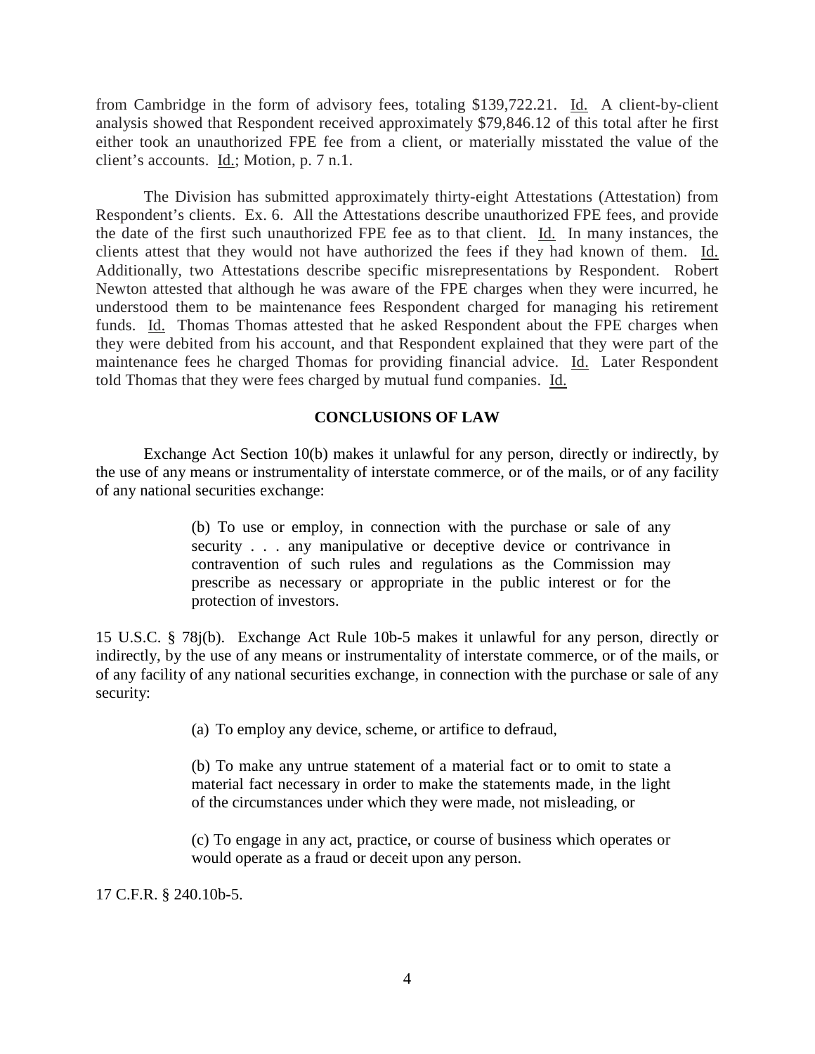from Cambridge in the form of advisory fees, totaling $139,722.21. Id. A client-by-client analysis showed that Respondent received approximately $79,846.12 of this total after he first either took an unauthorized FPE fee from a client, or materially misstated the value of the client's accounts. Id.; Motion, p. 7 n.1.

The Division has submitted approximately thirty-eight Attestations (Attestation) from Respondent's clients. Ex. 6. All the Attestations describe unauthorized FPE fees, and provide the date of the first such unauthorized FPE fee as to that client. Id. In many instances, the clients attest that they would not have authorized the fees if they had known of them. Id. Additionally, two Attestations describe specific misrepresentations by Respondent. Robert Newton attested that although he was aware of the FPE charges when they were incurred, he understood them to be maintenance fees Respondent charged for managing his retirement funds. Id. Thomas Thomas attested that he asked Respondent about the FPE charges when they were debited from his account, and that Respondent explained that they were part of the maintenance fees he charged Thomas for providing financial advice. Id. Later Respondent told Thomas that they were fees charged by mutual fund companies. Id.

## CONCLUSIONS OF LAW

Exchange Act Section 10(b) makes it unlawful for any person, directly or indirectly, by the use of any means or instrumentality of interstate commerce, or of the mails, or of any facility of any national securities exchange:

> (b) To use or employ, in connection with the purchase or sale of any security . . . any manipulative or deceptive device or contrivance in contravention of such rules and regulations as the Commission may prescribe as necessary or appropriate in the public interest or for the protection of investors.

15 U.S.C. § 78j(b). Exchange Act Rule 10b-5 makes it unlawful for any person, directly or indirectly, by the use of any means or instrumentality of interstate commerce, or of the mails, or of any facility of any national securities exchange, in connection with the purchase or sale of any security:

> (a) To employ any device, scheme, or artifice to defraud,
>
> (b) To make any untrue statement of a material fact or to omit to state a material fact necessary in order to make the statements made, in the light of the circumstances under which they were made, not misleading, or
>
> (c) To engage in any act, practice, or course of business which operates or would operate as a fraud or deceit upon any person.

17 C.F.R. § 240.10b-5.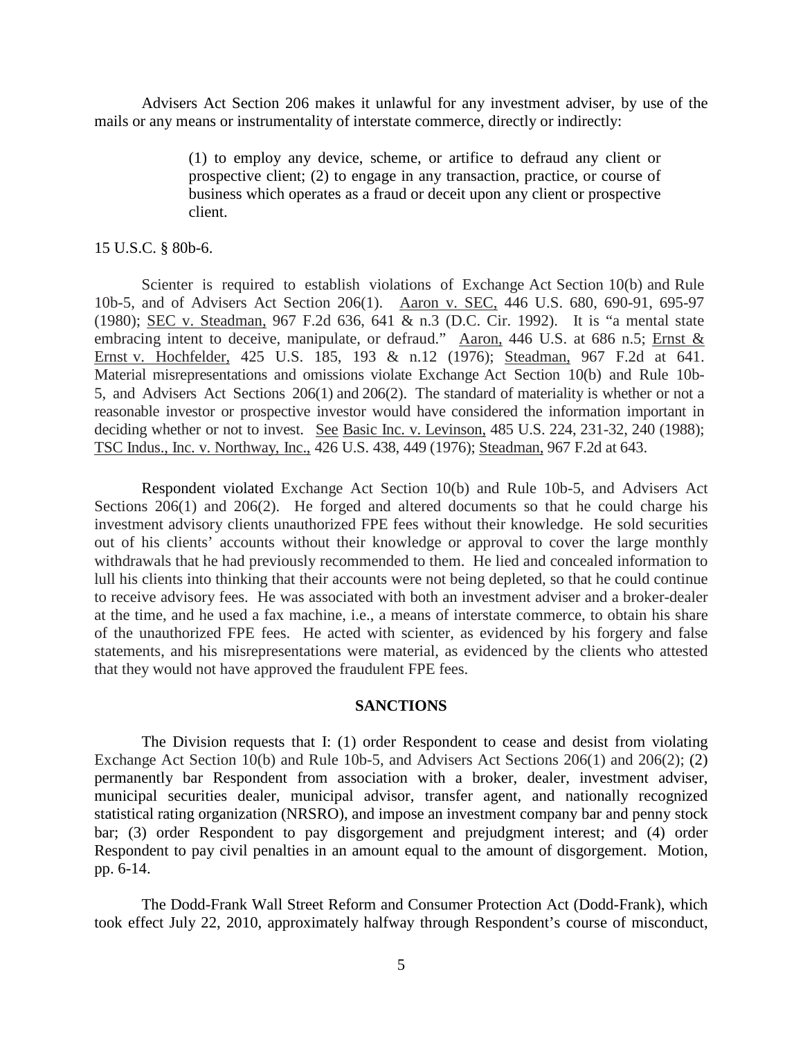Advisers Act Section 206 makes it unlawful for any investment adviser, by use of the mails or any means or instrumentality of interstate commerce, directly or indirectly:

> (1) to employ any device, scheme, or artifice to defraud any client or prospective client; (2) to engage in any transaction, practice, or course of business which operates as a fraud or deceit upon any client or prospective client.

15 U.S.C. § 80b-6.

Scienter is required to establish violations of Exchange Act Section 10(b) and Rule 10b-5, and of Advisers Act Section 206(1). Aaron v. SEC, 446 U.S. 680, 690-91, 695-97 (1980); SEC v. Steadman, 967 F.2d 636, 641 & n.3 (D.C. Cir. 1992). It is "a mental state embracing intent to deceive, manipulate, or defraud." Aaron, 446 U.S. at 686 n.5; Ernst & Ernst v. Hochfelder, 425 U.S. 185, 193 & n.12 (1976); Steadman, 967 F.2d at 641. Material misrepresentations and omissions violate Exchange Act Section 10(b) and Rule 10b-5, and Advisers Act Sections 206(1) and 206(2). The standard of materiality is whether or not a reasonable investor or prospective investor would have considered the information important in deciding whether or not to invest. See Basic Inc. v. Levinson, 485 U.S. 224, 231-32, 240 (1988); TSC Indus., Inc. v. Northway, Inc., 426 U.S. 438, 449 (1976); Steadman, 967 F.2d at 643.

Respondent violated Exchange Act Section 10(b) and Rule 10b-5, and Advisers Act Sections 206(1) and 206(2). He forged and altered documents so that he could charge his investment advisory clients unauthorized FPE fees without their knowledge. He sold securities out of his clients' accounts without their knowledge or approval to cover the large monthly withdrawals that he had previously recommended to them. He lied and concealed information to lull his clients into thinking that their accounts were not being depleted, so that he could continue to receive advisory fees. He was associated with both an investment adviser and a broker-dealer at the time, and he used a fax machine, i.e., a means of interstate commerce, to obtain his share of the unauthorized FPE fees. He acted with scienter, as evidenced by his forgery and false statements, and his misrepresentations were material, as evidenced by the clients who attested that they would not have approved the fraudulent FPE fees.

## SANCTIONS

The Division requests that I: (1) order Respondent to cease and desist from violating Exchange Act Section 10(b) and Rule 10b-5, and Advisers Act Sections 206(1) and 206(2); (2) permanently bar Respondent from association with a broker, dealer, investment adviser, municipal securities dealer, municipal advisor, transfer agent, and nationally recognized statistical rating organization (NRSRO), and impose an investment company bar and penny stock bar; (3) order Respondent to pay disgorgement and prejudgment interest; and (4) order Respondent to pay civil penalties in an amount equal to the amount of disgorgement. Motion, pp. 6-14.

The Dodd-Frank Wall Street Reform and Consumer Protection Act (Dodd-Frank), which took effect July 22, 2010, approximately halfway through Respondent's course of misconduct,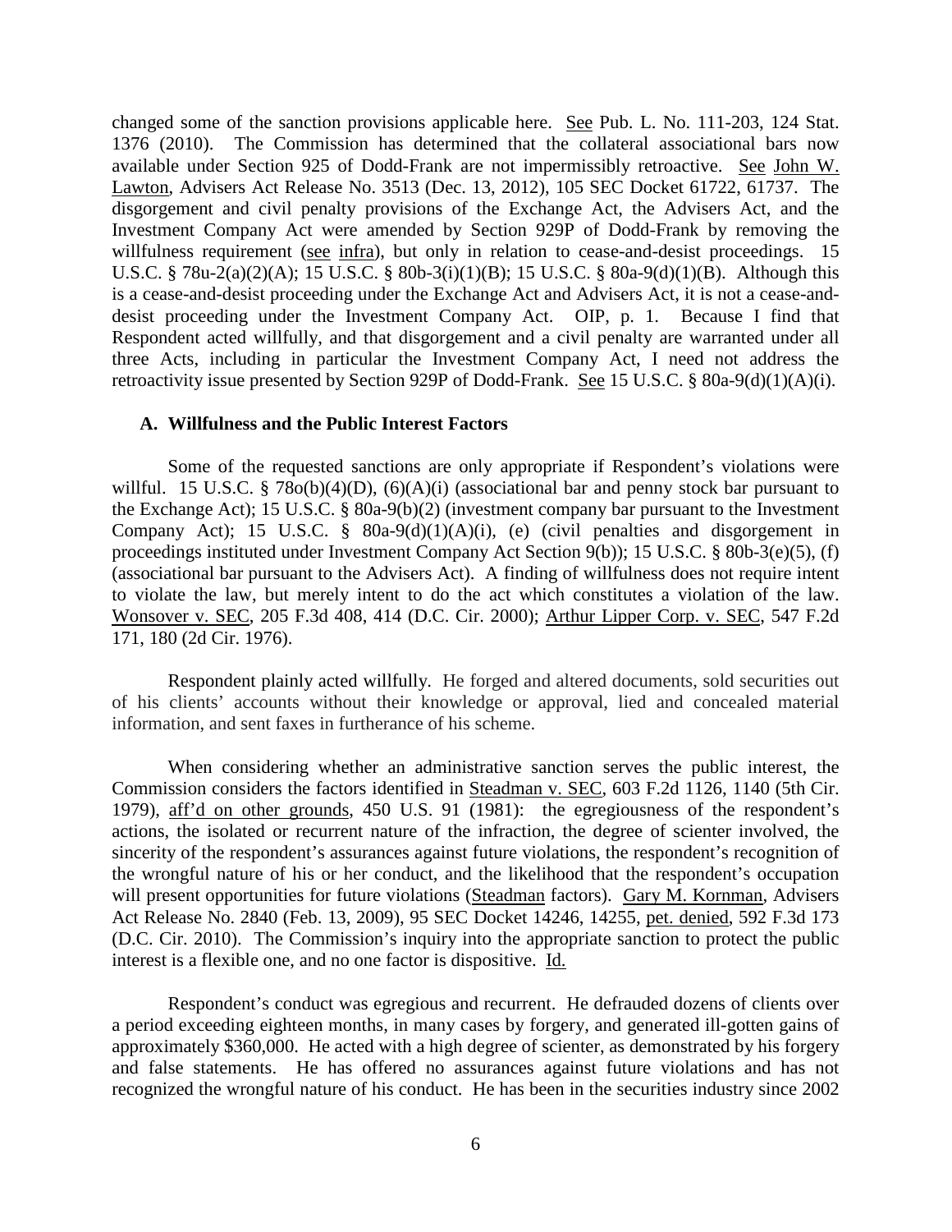changed some of the sanction provisions applicable here. See Pub. L. No. 111-203, 124 Stat. 1376 (2010). The Commission has determined that the collateral associational bars now available under Section 925 of Dodd-Frank are not impermissibly retroactive. See John W. Lawton, Advisers Act Release No. 3513 (Dec. 13, 2012), 105 SEC Docket 61722, 61737. The disgorgement and civil penalty provisions of the Exchange Act, the Advisers Act, and the Investment Company Act were amended by Section 929P of Dodd-Frank by removing the willfulness requirement (see infra), but only in relation to cease-and-desist proceedings. 15 U.S.C. § 78u-2(a)(2)(A); 15 U.S.C. § 80b-3(i)(1)(B); 15 U.S.C. § 80a-9(d)(1)(B). Although this is a cease-and-desist proceeding under the Exchange Act and Advisers Act, it is not a cease-and-desist proceeding under the Investment Company Act. OIP, p. 1. Because I find that Respondent acted willfully, and that disgorgement and a civil penalty are warranted under all three Acts, including in particular the Investment Company Act, I need not address the retroactivity issue presented by Section 929P of Dodd-Frank. See 15 U.S.C. § 80a-9(d)(1)(A)(i).

### A. Willfulness and the Public Interest Factors

Some of the requested sanctions are only appropriate if Respondent's violations were willful. 15 U.S.C. § 78o(b)(4)(D), (6)(A)(i) (associational bar and penny stock bar pursuant to the Exchange Act); 15 U.S.C. § 80a-9(b)(2) (investment company bar pursuant to the Investment Company Act); 15 U.S.C. § 80a-9(d)(1)(A)(i), (e) (civil penalties and disgorgement in proceedings instituted under Investment Company Act Section 9(b)); 15 U.S.C. § 80b-3(e)(5), (f) (associational bar pursuant to the Advisers Act). A finding of willfulness does not require intent to violate the law, but merely intent to do the act which constitutes a violation of the law. Wonsover v. SEC, 205 F.3d 408, 414 (D.C. Cir. 2000); Arthur Lipper Corp. v. SEC, 547 F.2d 171, 180 (2d Cir. 1976).

Respondent plainly acted willfully. He forged and altered documents, sold securities out of his clients' accounts without their knowledge or approval, lied and concealed material information, and sent faxes in furtherance of his scheme.

When considering whether an administrative sanction serves the public interest, the Commission considers the factors identified in Steadman v. SEC, 603 F.2d 1126, 1140 (5th Cir. 1979), aff'd on other grounds, 450 U.S. 91 (1981): the egregiousness of the respondent's actions, the isolated or recurrent nature of the infraction, the degree of scienter involved, the sincerity of the respondent's assurances against future violations, the respondent's recognition of the wrongful nature of his or her conduct, and the likelihood that the respondent's occupation will present opportunities for future violations (Steadman factors). Gary M. Kornman, Advisers Act Release No. 2840 (Feb. 13, 2009), 95 SEC Docket 14246, 14255, pet. denied, 592 F.3d 173 (D.C. Cir. 2010). The Commission's inquiry into the appropriate sanction to protect the public interest is a flexible one, and no one factor is dispositive. Id.

Respondent's conduct was egregious and recurrent. He defrauded dozens of clients over a period exceeding eighteen months, in many cases by forgery, and generated ill-gotten gains of approximately $360,000. He acted with a high degree of scienter, as demonstrated by his forgery and false statements. He has offered no assurances against future violations and has not recognized the wrongful nature of his conduct. He has been in the securities industry since 2002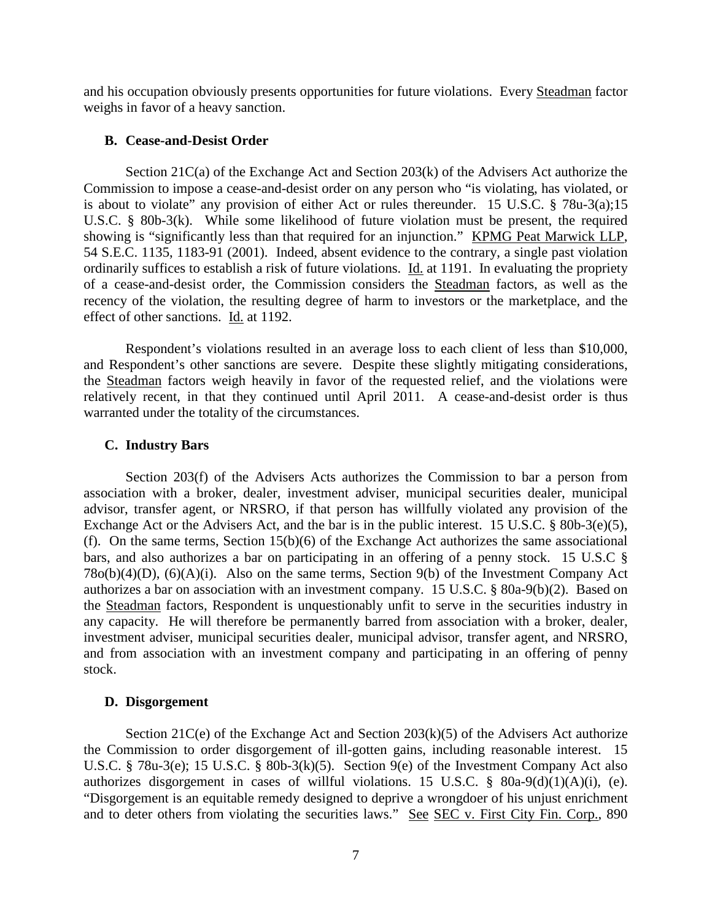and his occupation obviously presents opportunities for future violations. Every Steadman factor weighs in favor of a heavy sanction.

### B. Cease-and-Desist Order

Section 21C(a) of the Exchange Act and Section 203(k) of the Advisers Act authorize the Commission to impose a cease-and-desist order on any person who "is violating, has violated, or is about to violate" any provision of either Act or rules thereunder. 15 U.S.C. § 78u-3(a);15 U.S.C. § 80b-3(k). While some likelihood of future violation must be present, the required showing is "significantly less than that required for an injunction." KPMG Peat Marwick LLP, 54 S.E.C. 1135, 1183-91 (2001). Indeed, absent evidence to the contrary, a single past violation ordinarily suffices to establish a risk of future violations. Id. at 1191. In evaluating the propriety of a cease-and-desist order, the Commission considers the Steadman factors, as well as the recency of the violation, the resulting degree of harm to investors or the marketplace, and the effect of other sanctions. Id. at 1192.

Respondent's violations resulted in an average loss to each client of less than $10,000, and Respondent's other sanctions are severe. Despite these slightly mitigating considerations, the Steadman factors weigh heavily in favor of the requested relief, and the violations were relatively recent, in that they continued until April 2011. A cease-and-desist order is thus warranted under the totality of the circumstances.

### C. Industry Bars

Section 203(f) of the Advisers Acts authorizes the Commission to bar a person from association with a broker, dealer, investment adviser, municipal securities dealer, municipal advisor, transfer agent, or NRSRO, if that person has willfully violated any provision of the Exchange Act or the Advisers Act, and the bar is in the public interest. 15 U.S.C. § 80b-3(e)(5), (f). On the same terms, Section 15(b)(6) of the Exchange Act authorizes the same associational bars, and also authorizes a bar on participating in an offering of a penny stock. 15 U.S.C § 78o(b)(4)(D), (6)(A)(i). Also on the same terms, Section 9(b) of the Investment Company Act authorizes a bar on association with an investment company. 15 U.S.C. § 80a-9(b)(2). Based on the Steadman factors, Respondent is unquestionably unfit to serve in the securities industry in any capacity. He will therefore be permanently barred from association with a broker, dealer, investment adviser, municipal securities dealer, municipal advisor, transfer agent, and NRSRO, and from association with an investment company and participating in an offering of penny stock.

### D. Disgorgement

Section 21C(e) of the Exchange Act and Section 203(k)(5) of the Advisers Act authorize the Commission to order disgorgement of ill-gotten gains, including reasonable interest. 15 U.S.C. § 78u-3(e); 15 U.S.C. § 80b-3(k)(5). Section 9(e) of the Investment Company Act also authorizes disgorgement in cases of willful violations. 15 U.S.C. § 80a-9(d)(1)(A)(i), (e). "Disgorgement is an equitable remedy designed to deprive a wrongdoer of his unjust enrichment and to deter others from violating the securities laws." See SEC v. First City Fin. Corp., 890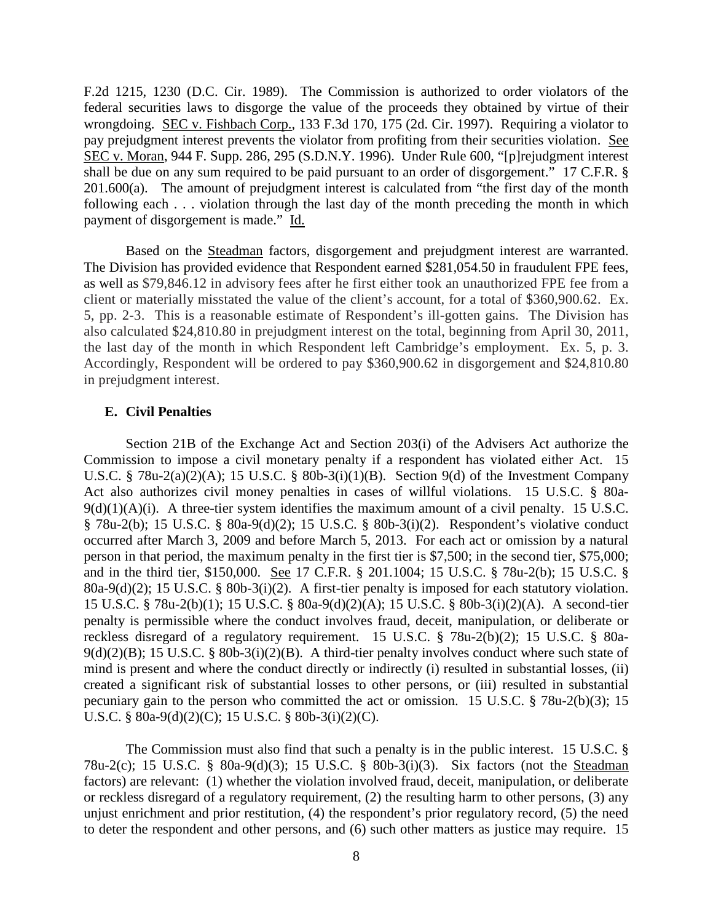F.2d 1215, 1230 (D.C. Cir. 1989). The Commission is authorized to order violators of the federal securities laws to disgorge the value of the proceeds they obtained by virtue of their wrongdoing. SEC v. Fishbach Corp., 133 F.3d 170, 175 (2d. Cir. 1997). Requiring a violator to pay prejudgment interest prevents the violator from profiting from their securities violation. See SEC v. Moran, 944 F. Supp. 286, 295 (S.D.N.Y. 1996). Under Rule 600, "[p]rejudgment interest shall be due on any sum required to be paid pursuant to an order of disgorgement." 17 C.F.R. § 201.600(a). The amount of prejudgment interest is calculated from "the first day of the month following each . . . violation through the last day of the month preceding the month in which payment of disgorgement is made." Id.

Based on the Steadman factors, disgorgement and prejudgment interest are warranted. The Division has provided evidence that Respondent earned $281,054.50 in fraudulent FPE fees, as well as $79,846.12 in advisory fees after he first either took an unauthorized FPE fee from a client or materially misstated the value of the client's account, for a total of $360,900.62. Ex. 5, pp. 2-3. This is a reasonable estimate of Respondent's ill-gotten gains. The Division has also calculated $24,810.80 in prejudgment interest on the total, beginning from April 30, 2011, the last day of the month in which Respondent left Cambridge's employment. Ex. 5, p. 3. Accordingly, Respondent will be ordered to pay $360,900.62 in disgorgement and $24,810.80 in prejudgment interest.

### E. Civil Penalties

Section 21B of the Exchange Act and Section 203(i) of the Advisers Act authorize the Commission to impose a civil monetary penalty if a respondent has violated either Act. 15 U.S.C. § 78u-2(a)(2)(A); 15 U.S.C. § 80b-3(i)(1)(B). Section 9(d) of the Investment Company Act also authorizes civil money penalties in cases of willful violations. 15 U.S.C. § 80a-9(d)(1)(A)(i). A three-tier system identifies the maximum amount of a civil penalty. 15 U.S.C. § 78u-2(b); 15 U.S.C. § 80a-9(d)(2); 15 U.S.C. § 80b-3(i)(2). Respondent's violative conduct occurred after March 3, 2009 and before March 5, 2013. For each act or omission by a natural person in that period, the maximum penalty in the first tier is $7,500; in the second tier, $75,000; and in the third tier, $150,000. See 17 C.F.R. § 201.1004; 15 U.S.C. § 78u-2(b); 15 U.S.C. § 80a-9(d)(2); 15 U.S.C. § 80b-3(i)(2). A first-tier penalty is imposed for each statutory violation. 15 U.S.C. § 78u-2(b)(1); 15 U.S.C. § 80a-9(d)(2)(A); 15 U.S.C. § 80b-3(i)(2)(A). A second-tier penalty is permissible where the conduct involves fraud, deceit, manipulation, or deliberate or reckless disregard of a regulatory requirement. 15 U.S.C. § 78u-2(b)(2); 15 U.S.C. § 80a-9(d)(2)(B); 15 U.S.C. § 80b-3(i)(2)(B). A third-tier penalty involves conduct where such state of mind is present and where the conduct directly or indirectly (i) resulted in substantial losses, (ii) created a significant risk of substantial losses to other persons, or (iii) resulted in substantial pecuniary gain to the person who committed the act or omission. 15 U.S.C. § 78u-2(b)(3); 15 U.S.C. § 80a-9(d)(2)(C); 15 U.S.C. § 80b-3(i)(2)(C).

The Commission must also find that such a penalty is in the public interest. 15 U.S.C. § 78u-2(c); 15 U.S.C. § 80a-9(d)(3); 15 U.S.C. § 80b-3(i)(3). Six factors (not the Steadman factors) are relevant: (1) whether the violation involved fraud, deceit, manipulation, or deliberate or reckless disregard of a regulatory requirement, (2) the resulting harm to other persons, (3) any unjust enrichment and prior restitution, (4) the respondent's prior regulatory record, (5) the need to deter the respondent and other persons, and (6) such other matters as justice may require. 15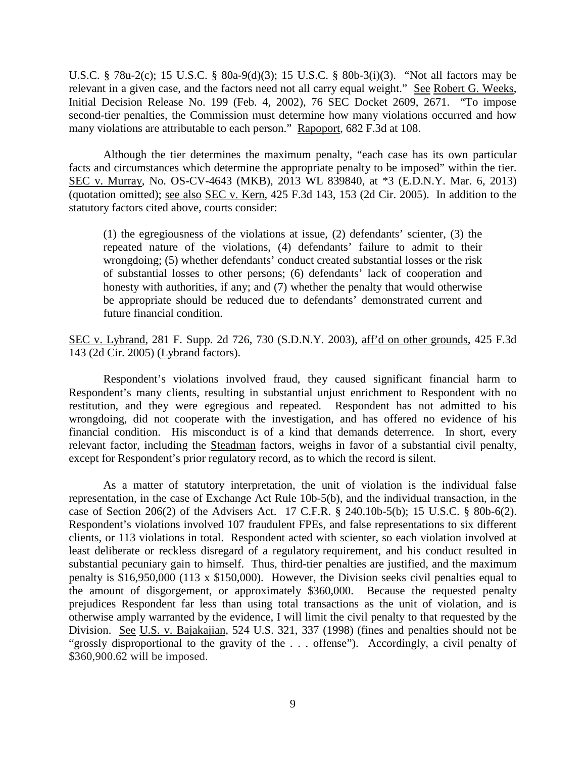U.S.C. § 78u-2(c); 15 U.S.C. § 80a-9(d)(3); 15 U.S.C. § 80b-3(i)(3). "Not all factors may be relevant in a given case, and the factors need not all carry equal weight." See Robert G. Weeks, Initial Decision Release No. 199 (Feb. 4, 2002), 76 SEC Docket 2609, 2671. "To impose second-tier penalties, the Commission must determine how many violations occurred and how many violations are attributable to each person." Rapoport, 682 F.3d at 108.

Although the tier determines the maximum penalty, "each case has its own particular facts and circumstances which determine the appropriate penalty to be imposed" within the tier. SEC v. Murray, No. OS-CV-4643 (MKB), 2013 WL 839840, at *3 (E.D.N.Y. Mar. 6, 2013) (quotation omitted); see also SEC v. Kern, 425 F.3d 143, 153 (2d Cir. 2005). In addition to the statutory factors cited above, courts consider:

> (1) the egregiousness of the violations at issue, (2) defendants' scienter, (3) the repeated nature of the violations, (4) defendants' failure to admit to their wrongdoing; (5) whether defendants' conduct created substantial losses or the risk of substantial losses to other persons; (6) defendants' lack of cooperation and honesty with authorities, if any; and (7) whether the penalty that would otherwise be appropriate should be reduced due to defendants' demonstrated current and future financial condition.

SEC v. Lybrand, 281 F. Supp. 2d 726, 730 (S.D.N.Y. 2003), aff'd on other grounds, 425 F.3d 143 (2d Cir. 2005) (Lybrand factors).

Respondent's violations involved fraud, they caused significant financial harm to Respondent's many clients, resulting in substantial unjust enrichment to Respondent with no restitution, and they were egregious and repeated. Respondent has not admitted to his wrongdoing, did not cooperate with the investigation, and has offered no evidence of his financial condition. His misconduct is of a kind that demands deterrence. In short, every relevant factor, including the Steadman factors, weighs in favor of a substantial civil penalty, except for Respondent's prior regulatory record, as to which the record is silent.

As a matter of statutory interpretation, the unit of violation is the individual false representation, in the case of Exchange Act Rule 10b-5(b), and the individual transaction, in the case of Section 206(2) of the Advisers Act. 17 C.F.R. § 240.10b-5(b); 15 U.S.C. § 80b-6(2). Respondent's violations involved 107 fraudulent FPEs, and false representations to six different clients, or 113 violations in total. Respondent acted with scienter, so each violation involved at least deliberate or reckless disregard of a regulatory requirement, and his conduct resulted in substantial pecuniary gain to himself. Thus, third-tier penalties are justified, and the maximum penalty is $16,950,000 (113 x $150,000). However, the Division seeks civil penalties equal to the amount of disgorgement, or approximately $360,000. Because the requested penalty prejudices Respondent far less than using total transactions as the unit of violation, and is otherwise amply warranted by the evidence, I will limit the civil penalty to that requested by the Division. See U.S. v. Bajakajian, 524 U.S. 321, 337 (1998) (fines and penalties should not be "grossly disproportional to the gravity of the . . . offense"). Accordingly, a civil penalty of $360,900.62 will be imposed.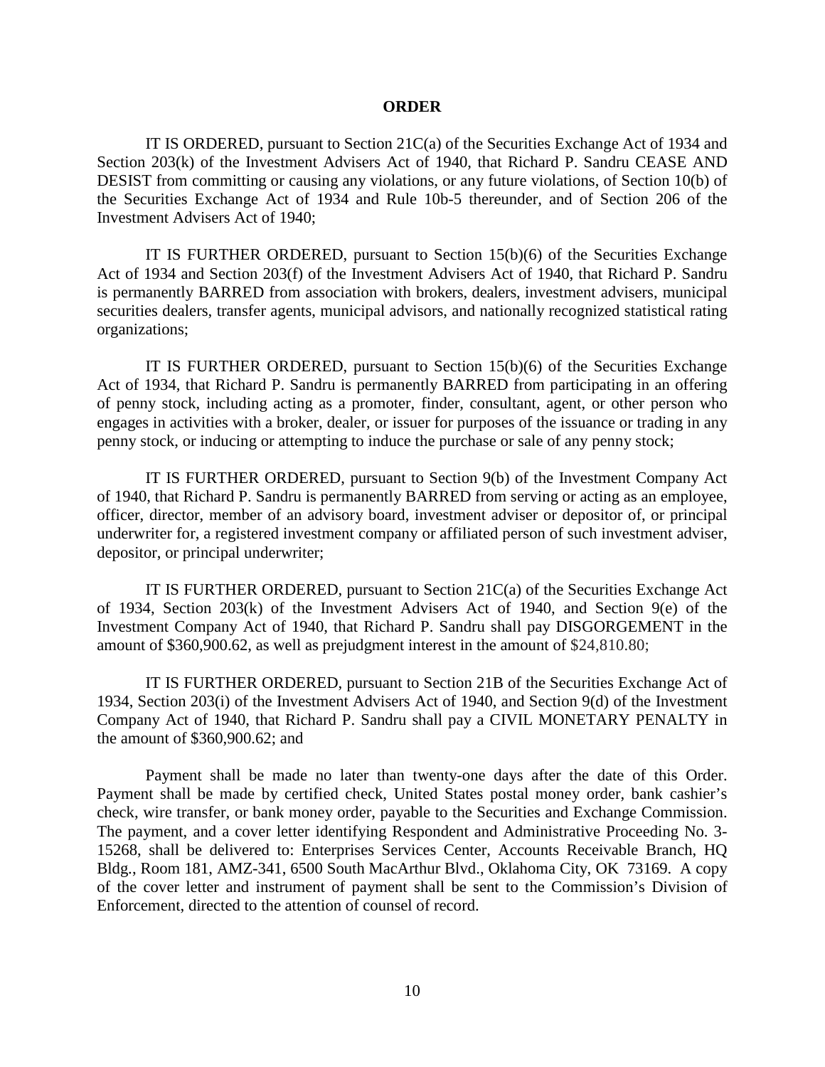**ORDER**

IT IS ORDERED, pursuant to Section 21C(a) of the Securities Exchange Act of 1934 and Section 203(k) of the Investment Advisers Act of 1940, that Richard P. Sandru CEASE AND DESIST from committing or causing any violations, or any future violations, of Section 10(b) of the Securities Exchange Act of 1934 and Rule 10b-5 thereunder, and of Section 206 of the Investment Advisers Act of 1940;

IT IS FURTHER ORDERED, pursuant to Section 15(b)(6) of the Securities Exchange Act of 1934 and Section 203(f) of the Investment Advisers Act of 1940, that Richard P. Sandru is permanently BARRED from association with brokers, dealers, investment advisers, municipal securities dealers, transfer agents, municipal advisors, and nationally recognized statistical rating organizations;

IT IS FURTHER ORDERED, pursuant to Section 15(b)(6) of the Securities Exchange Act of 1934, that Richard P. Sandru is permanently BARRED from participating in an offering of penny stock, including acting as a promoter, finder, consultant, agent, or other person who engages in activities with a broker, dealer, or issuer for purposes of the issuance or trading in any penny stock, or inducing or attempting to induce the purchase or sale of any penny stock;

IT IS FURTHER ORDERED, pursuant to Section 9(b) of the Investment Company Act of 1940, that Richard P. Sandru is permanently BARRED from serving or acting as an employee, officer, director, member of an advisory board, investment adviser or depositor of, or principal underwriter for, a registered investment company or affiliated person of such investment adviser, depositor, or principal underwriter;

IT IS FURTHER ORDERED, pursuant to Section 21C(a) of the Securities Exchange Act of 1934, Section 203(k) of the Investment Advisers Act of 1940, and Section 9(e) of the Investment Company Act of 1940, that Richard P. Sandru shall pay DISGORGEMENT in the amount of $360,900.62, as well as prejudgment interest in the amount of $24,810.80;

IT IS FURTHER ORDERED, pursuant to Section 21B of the Securities Exchange Act of 1934, Section 203(i) of the Investment Advisers Act of 1940, and Section 9(d) of the Investment Company Act of 1940, that Richard P. Sandru shall pay a CIVIL MONETARY PENALTY in the amount of $360,900.62; and

Payment shall be made no later than twenty-one days after the date of this Order. Payment shall be made by certified check, United States postal money order, bank cashier's check, wire transfer, or bank money order, payable to the Securities and Exchange Commission. The payment, and a cover letter identifying Respondent and Administrative Proceeding No. 3-15268, shall be delivered to: Enterprises Services Center, Accounts Receivable Branch, HQ Bldg., Room 181, AMZ-341, 6500 South MacArthur Blvd., Oklahoma City, OK 73169. A copy of the cover letter and instrument of payment shall be sent to the Commission's Division of Enforcement, directed to the attention of counsel of record.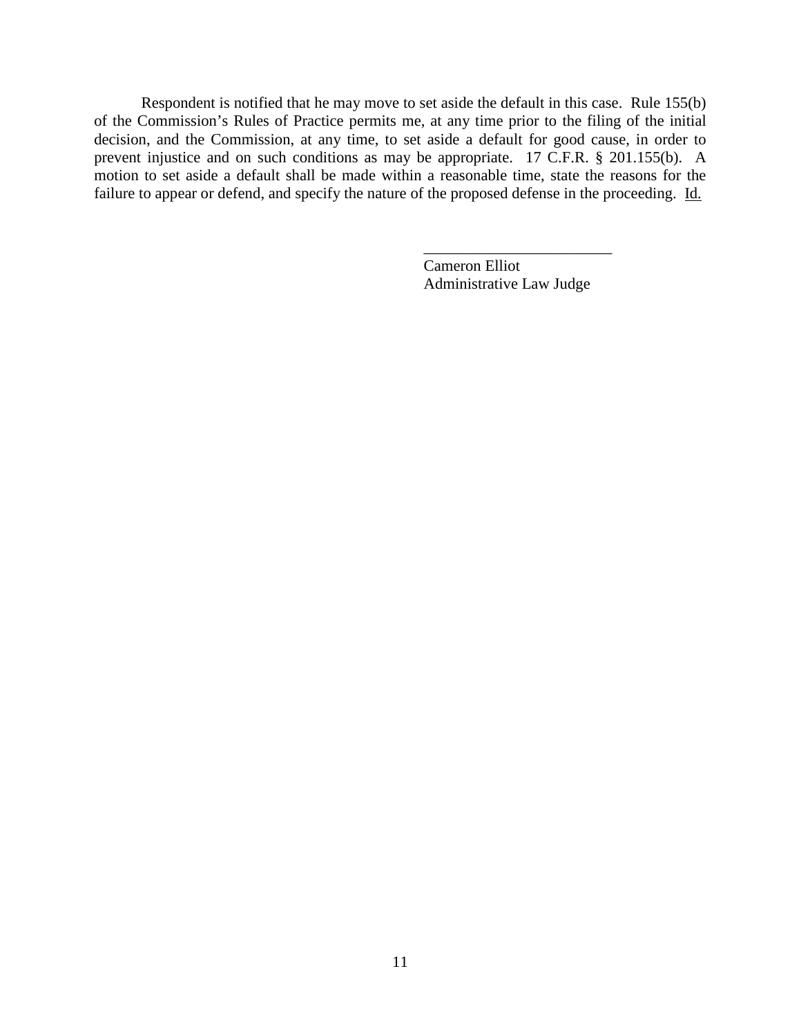Respondent is notified that he may move to set aside the default in this case. Rule 155(b) of the Commission's Rules of Practice permits me, at any time prior to the filing of the initial decision, and the Commission, at any time, to set aside a default for good cause, in order to prevent injustice and on such conditions as may be appropriate. 17 C.F.R. § 201.155(b). A motion to set aside a default shall be made within a reasonable time, state the reasons for the failure to appear or defend, and specify the nature of the proposed defense in the proceeding. Id.

\_\_\_\_\_\_\_\_\_\_\_\_\_\_\_\_\_\_\_\_\_\_\_\_\_

Cameron Elliot
Administrative Law Judge